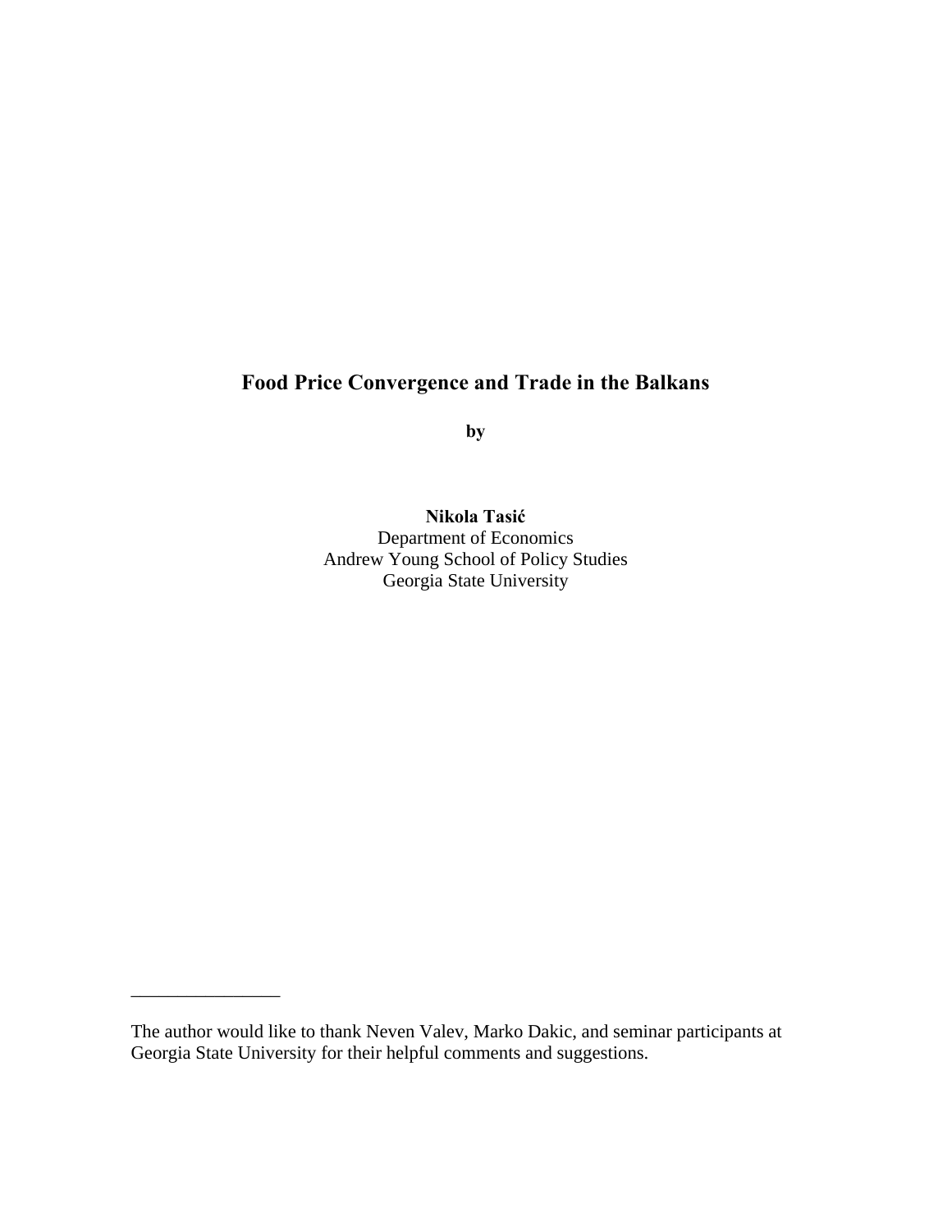# Food Price Convergence and Trade in the Balkans

**by**

**Nikola Tasić**
Department of Economics
Andrew Young School of Policy Studies
Georgia State University

---

The author would like to thank Neven Valev, Marko Dakic, and seminar participants at Georgia State University for their helpful comments and suggestions.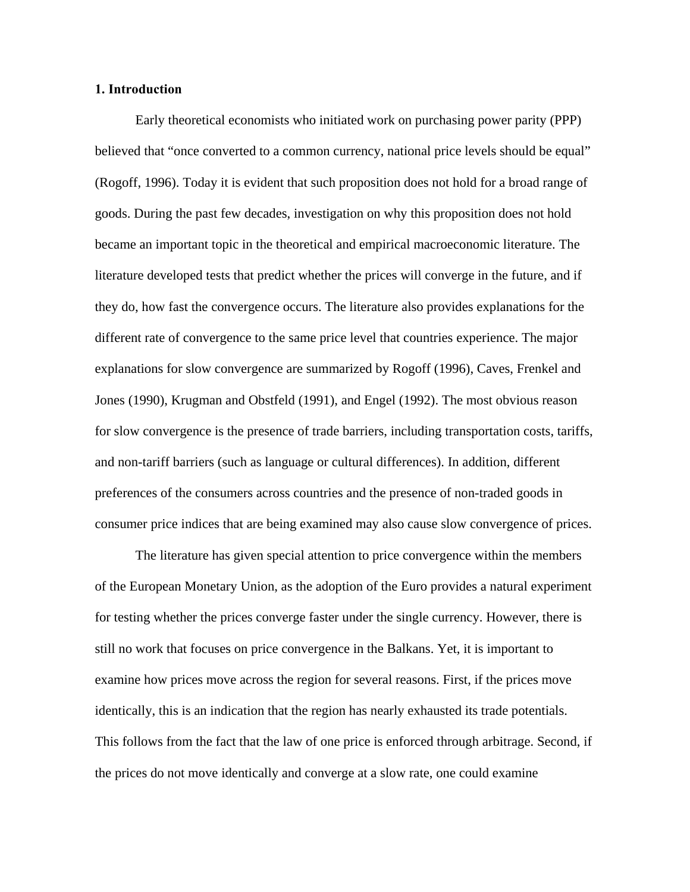**1. Introduction**

Early theoretical economists who initiated work on purchasing power parity (PPP) believed that "once converted to a common currency, national price levels should be equal" (Rogoff, 1996). Today it is evident that such proposition does not hold for a broad range of goods. During the past few decades, investigation on why this proposition does not hold became an important topic in the theoretical and empirical macroeconomic literature. The literature developed tests that predict whether the prices will converge in the future, and if they do, how fast the convergence occurs. The literature also provides explanations for the different rate of convergence to the same price level that countries experience. The major explanations for slow convergence are summarized by Rogoff (1996), Caves, Frenkel and Jones (1990), Krugman and Obstfeld (1991), and Engel (1992). The most obvious reason for slow convergence is the presence of trade barriers, including transportation costs, tariffs, and non-tariff barriers (such as language or cultural differences). In addition, different preferences of the consumers across countries and the presence of non-traded goods in consumer price indices that are being examined may also cause slow convergence of prices.

The literature has given special attention to price convergence within the members of the European Monetary Union, as the adoption of the Euro provides a natural experiment for testing whether the prices converge faster under the single currency. However, there is still no work that focuses on price convergence in the Balkans. Yet, it is important to examine how prices move across the region for several reasons. First, if the prices move identically, this is an indication that the region has nearly exhausted its trade potentials. This follows from the fact that the law of one price is enforced through arbitrage. Second, if the prices do not move identically and converge at a slow rate, one could examine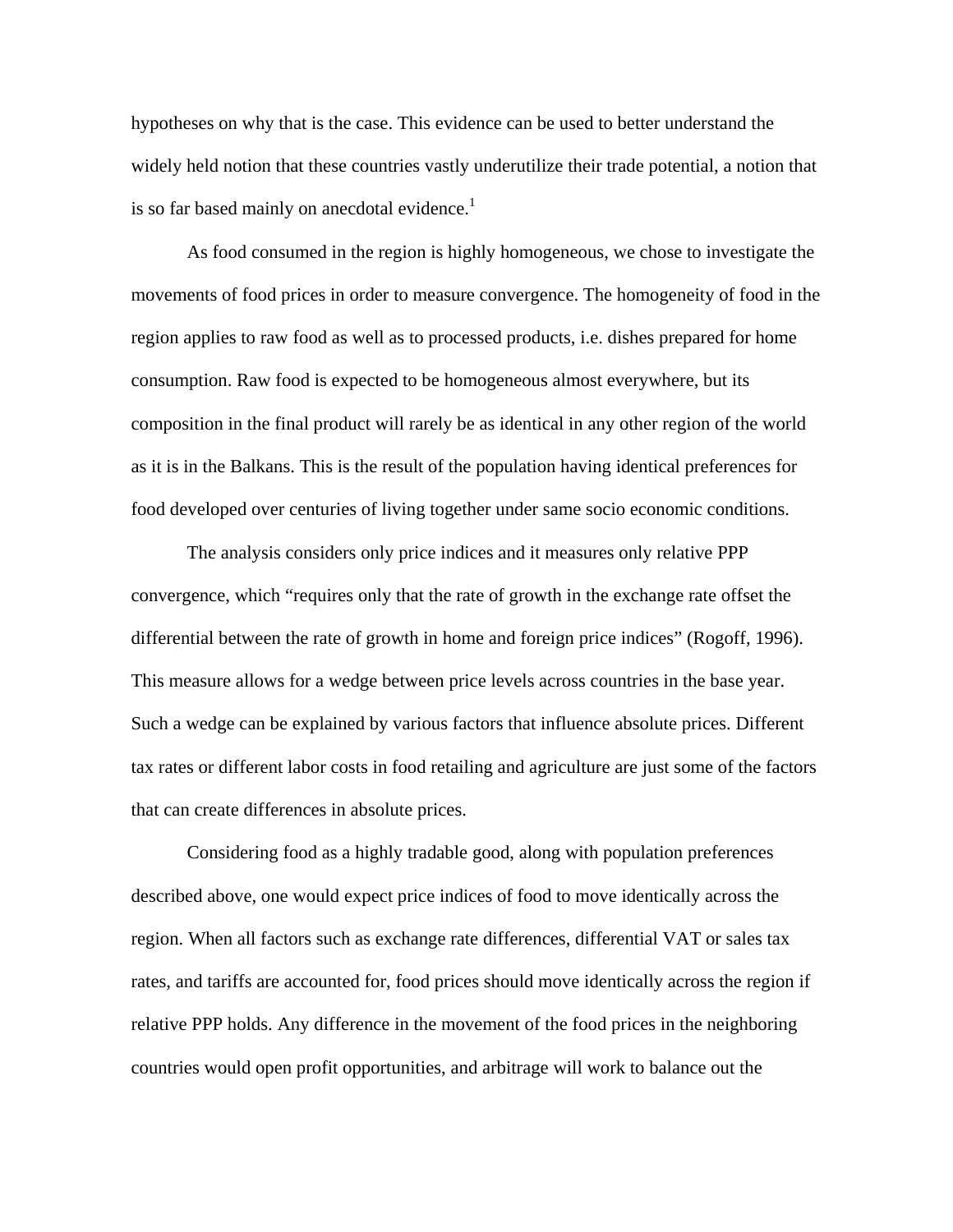hypotheses on why that is the case. This evidence can be used to better understand the widely held notion that these countries vastly underutilize their trade potential, a notion that is so far based mainly on anecdotal evidence.[1]

As food consumed in the region is highly homogeneous, we chose to investigate the movements of food prices in order to measure convergence. The homogeneity of food in the region applies to raw food as well as to processed products, i.e. dishes prepared for home consumption. Raw food is expected to be homogeneous almost everywhere, but its composition in the final product will rarely be as identical in any other region of the world as it is in the Balkans. This is the result of the population having identical preferences for food developed over centuries of living together under same socio economic conditions.

The analysis considers only price indices and it measures only relative PPP convergence, which "requires only that the rate of growth in the exchange rate offset the differential between the rate of growth in home and foreign price indices" (Rogoff, 1996). This measure allows for a wedge between price levels across countries in the base year. Such a wedge can be explained by various factors that influence absolute prices. Different tax rates or different labor costs in food retailing and agriculture are just some of the factors that can create differences in absolute prices.

Considering food as a highly tradable good, along with population preferences described above, one would expect price indices of food to move identically across the region. When all factors such as exchange rate differences, differential VAT or sales tax rates, and tariffs are accounted for, food prices should move identically across the region if relative PPP holds. Any difference in the movement of the food prices in the neighboring countries would open profit opportunities, and arbitrage will work to balance out the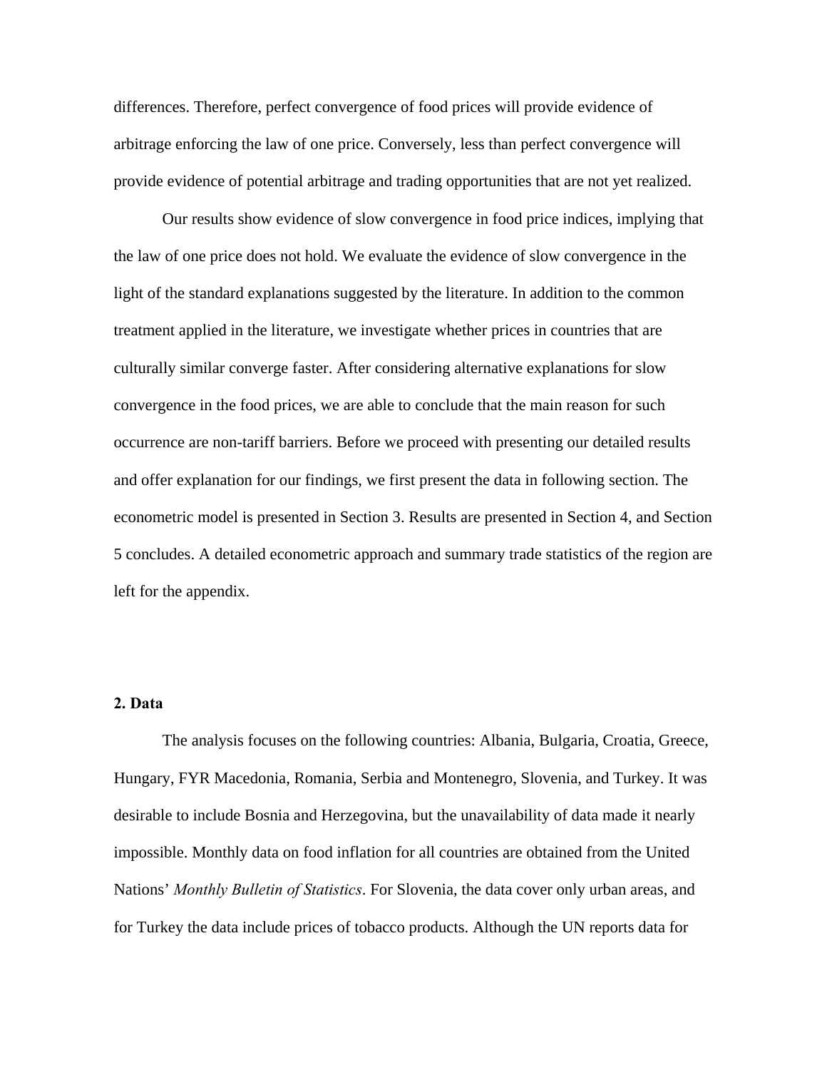differences. Therefore, perfect convergence of food prices will provide evidence of arbitrage enforcing the law of one price. Conversely, less than perfect convergence will provide evidence of potential arbitrage and trading opportunities that are not yet realized.

Our results show evidence of slow convergence in food price indices, implying that the law of one price does not hold. We evaluate the evidence of slow convergence in the light of the standard explanations suggested by the literature. In addition to the common treatment applied in the literature, we investigate whether prices in countries that are culturally similar converge faster. After considering alternative explanations for slow convergence in the food prices, we are able to conclude that the main reason for such occurrence are non-tariff barriers. Before we proceed with presenting our detailed results and offer explanation for our findings, we first present the data in following section. The econometric model is presented in Section 3. Results are presented in Section 4, and Section 5 concludes. A detailed econometric approach and summary trade statistics of the region are left for the appendix.

## 2. Data

The analysis focuses on the following countries: Albania, Bulgaria, Croatia, Greece, Hungary, FYR Macedonia, Romania, Serbia and Montenegro, Slovenia, and Turkey. It was desirable to include Bosnia and Herzegovina, but the unavailability of data made it nearly impossible. Monthly data on food inflation for all countries are obtained from the United Nations' *Monthly Bulletin of Statistics*. For Slovenia, the data cover only urban areas, and for Turkey the data include prices of tobacco products. Although the UN reports data for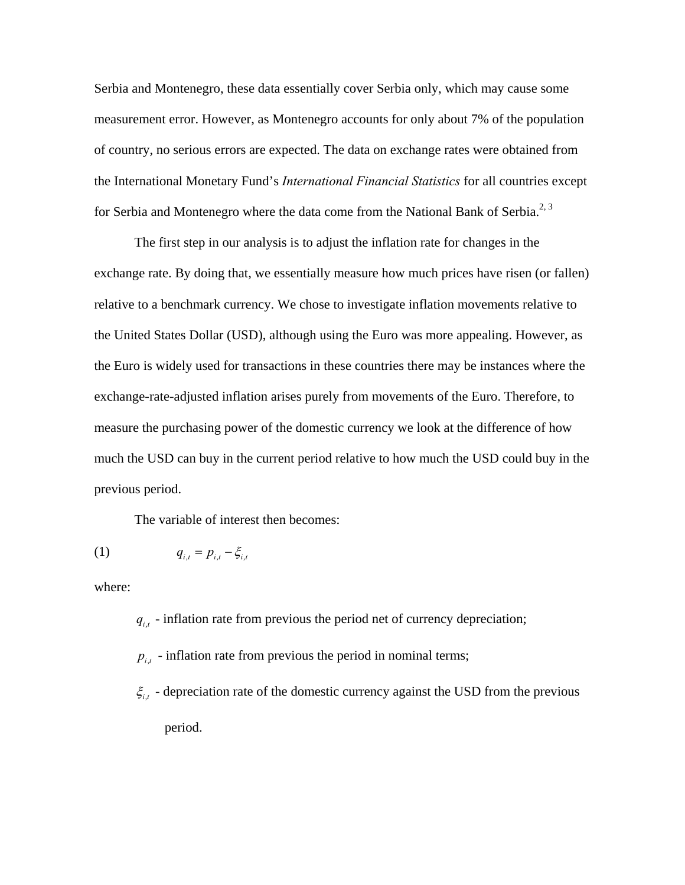Serbia and Montenegro, these data essentially cover Serbia only, which may cause some measurement error. However, as Montenegro accounts for only about 7% of the population of country, no serious errors are expected. The data on exchange rates were obtained from the International Monetary Fund's *International Financial Statistics* for all countries except for Serbia and Montenegro where the data come from the National Bank of Serbia.[2, 3]

The first step in our analysis is to adjust the inflation rate for changes in the exchange rate. By doing that, we essentially measure how much prices have risen (or fallen) relative to a benchmark currency. We chose to investigate inflation movements relative to the United States Dollar (USD), although using the Euro was more appealing. However, as the Euro is widely used for transactions in these countries there may be instances where the exchange-rate-adjusted inflation arises purely from movements of the Euro. Therefore, to measure the purchasing power of the domestic currency we look at the difference of how much the USD can buy in the current period relative to how much the USD could buy in the previous period.

The variable of interest then becomes:

$$q_{i,t} = p_{i,t} - \xi_{i,t} \tag{1}$$

where:

- $q_{i,t}$ - inflation rate from previous the period net of currency depreciation;
- $p_{i,t}$ - inflation rate from previous the period in nominal terms;
- $\xi_{i,t}$ - depreciation rate of the domestic currency against the USD from the previous period.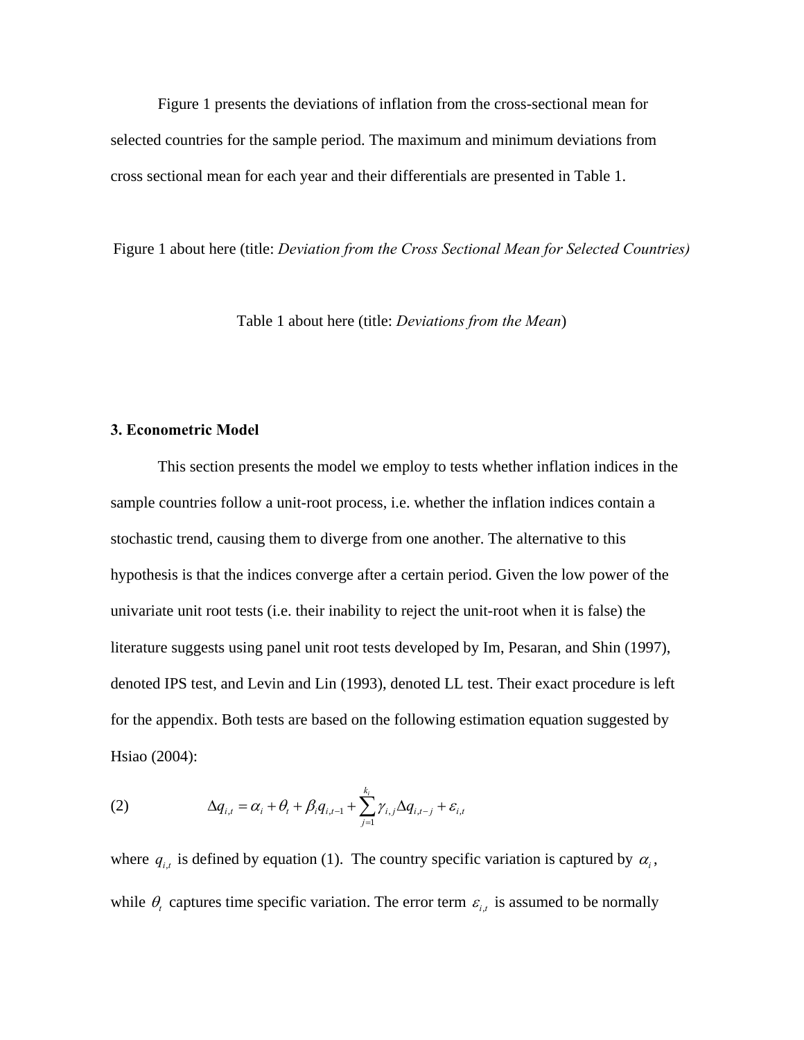Figure 1 presents the deviations of inflation from the cross-sectional mean for selected countries for the sample period. The maximum and minimum deviations from cross sectional mean for each year and their differentials are presented in Table 1.

Figure 1 about here (title: *Deviation from the Cross Sectional Mean for Selected Countries)*

Table 1 about here (title: *Deviations from the Mean*)

### 3. Econometric Model

This section presents the model we employ to tests whether inflation indices in the sample countries follow a unit-root process, i.e. whether the inflation indices contain a stochastic trend, causing them to diverge from one another. The alternative to this hypothesis is that the indices converge after a certain period. Given the low power of the univariate unit root tests (i.e. their inability to reject the unit-root when it is false) the literature suggests using panel unit root tests developed by Im, Pesaran, and Shin (1997), denoted IPS test, and Levin and Lin (1993), denoted LL test. Their exact procedure is left for the appendix. Both tests are based on the following estimation equation suggested by Hsiao (2004):

$$(2) \qquad \Delta q_{i,t} = \alpha_i + \theta_t + \beta_i q_{i,t-1} + \sum_{j=1}^{k_i} \gamma_{i,j} \Delta q_{i,t-j} + \varepsilon_{i,t}$$

where $q_{i,t}$ is defined by equation (1). The country specific variation is captured by $\alpha_i$, while $\theta_t$ captures time specific variation. The error term $\varepsilon_{i,t}$ is assumed to be normally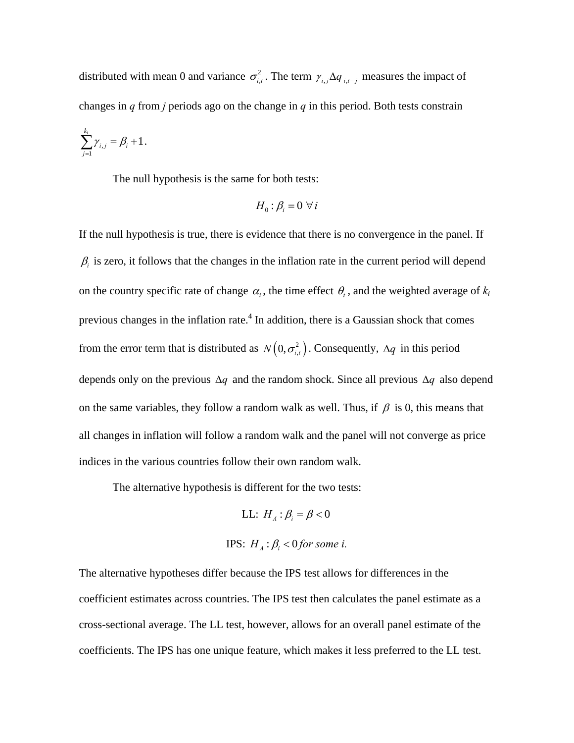distributed with mean 0 and variance $\sigma_{i,t}^2$. The term $\gamma_{i,j}\Delta q_{i,t-j}$ measures the impact of changes in *q* from *j* periods ago on the change in *q* in this period. Both tests constrain $\sum_{j=1}^{k_i}\gamma_{i,j} = \beta_i + 1$.

The null hypothesis is the same for both tests:

$$H_0 : \beta_i = 0 \ \forall\, i$$

If the null hypothesis is true, there is evidence that there is no convergence in the panel. If $\beta_i$ is zero, it follows that the changes in the inflation rate in the current period will depend on the country specific rate of change $\alpha_i$, the time effect $\theta_t$, and the weighted average of $k_i$ previous changes in the inflation rate.[4] In addition, there is a Gaussian shock that comes from the error term that is distributed as $N\left(0, \sigma_{i,t}^2\right)$. Consequently, $\Delta q$ in this period depends only on the previous $\Delta q$ and the random shock. Since all previous $\Delta q$ also depend on the same variables, they follow a random walk as well. Thus, if $\beta$ is 0, this means that all changes in inflation will follow a random walk and the panel will not converge as price indices in the various countries follow their own random walk.

The alternative hypothesis is different for the two tests:

$$\text{LL: } H_A : \beta_i = \beta < 0$$

$$\text{IPS: } H_A : \beta_i < 0 \ \textit{for some i.}$$

The alternative hypotheses differ because the IPS test allows for differences in the coefficient estimates across countries. The IPS test then calculates the panel estimate as a cross-sectional average. The LL test, however, allows for an overall panel estimate of the coefficients. The IPS has one unique feature, which makes it less preferred to the LL test.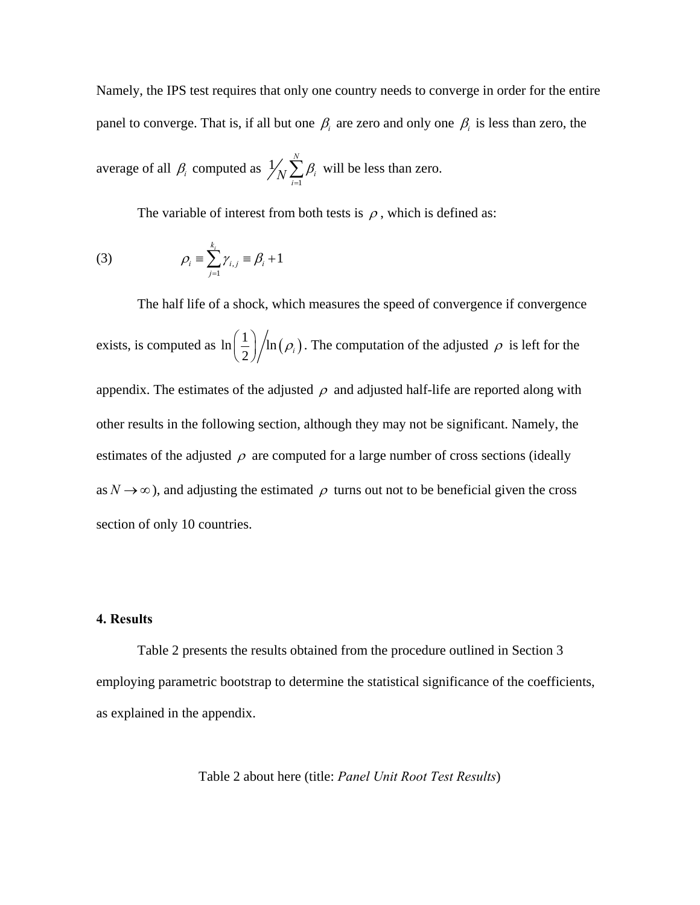Namely, the IPS test requires that only one country needs to converge in order for the entire panel to converge. That is, if all but one $\beta_i$ are zero and only one $\beta_i$ is less than zero, the average of all $\beta_i$ computed as $1/N \sum_{i=1}^{N} \beta_i$ will be less than zero.

The variable of interest from both tests is $\rho$, which is defined as:

$$\rho_i \equiv \sum_{j=1}^{k_i} \gamma_{i,j} \equiv \beta_i + 1 \qquad (3)$$

The half life of a shock, which measures the speed of convergence if convergence exists, is computed as $\ln\left(\frac{1}{2}\right) / \ln(\rho_i)$. The computation of the adjusted $\rho$ is left for the appendix. The estimates of the adjusted $\rho$ and adjusted half-life are reported along with other results in the following section, although they may not be significant. Namely, the estimates of the adjusted $\rho$ are computed for a large number of cross sections (ideally as $N \to \infty$), and adjusting the estimated $\rho$ turns out not to be beneficial given the cross section of only 10 countries.

## 4. Results

Table 2 presents the results obtained from the procedure outlined in Section 3 employing parametric bootstrap to determine the statistical significance of the coefficients, as explained in the appendix.

Table 2 about here (title: *Panel Unit Root Test Results*)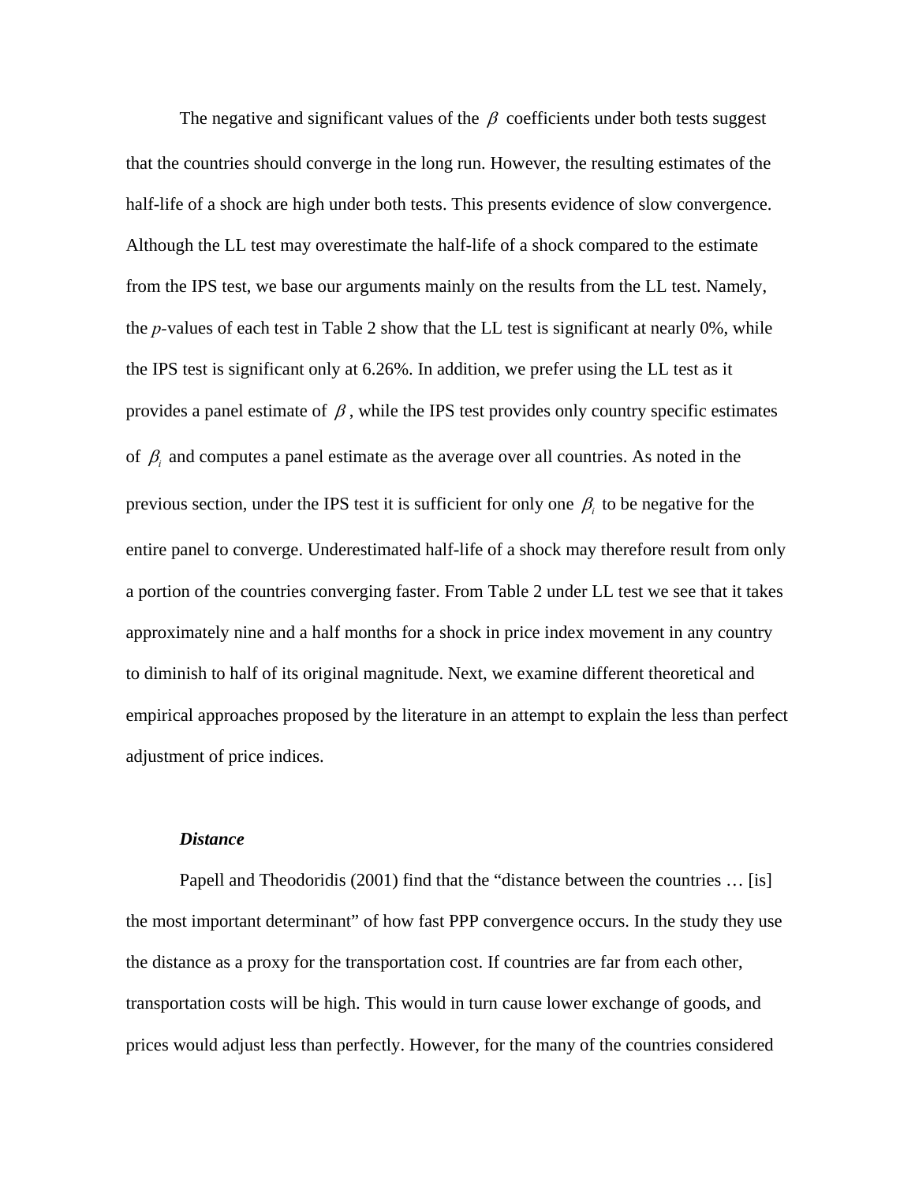The negative and significant values of the $\beta$ coefficients under both tests suggest that the countries should converge in the long run. However, the resulting estimates of the half-life of a shock are high under both tests. This presents evidence of slow convergence. Although the LL test may overestimate the half-life of a shock compared to the estimate from the IPS test, we base our arguments mainly on the results from the LL test. Namely, the *p*-values of each test in Table 2 show that the LL test is significant at nearly 0%, while the IPS test is significant only at 6.26%. In addition, we prefer using the LL test as it provides a panel estimate of $\beta$, while the IPS test provides only country specific estimates of $\beta_i$ and computes a panel estimate as the average over all countries. As noted in the previous section, under the IPS test it is sufficient for only one $\beta_i$ to be negative for the entire panel to converge. Underestimated half-life of a shock may therefore result from only a portion of the countries converging faster. From Table 2 under LL test we see that it takes approximately nine and a half months for a shock in price index movement in any country to diminish to half of its original magnitude. Next, we examine different theoretical and empirical approaches proposed by the literature in an attempt to explain the less than perfect adjustment of price indices.

***Distance***

Papell and Theodoridis (2001) find that the "distance between the countries … [is] the most important determinant" of how fast PPP convergence occurs. In the study they use the distance as a proxy for the transportation cost. If countries are far from each other, transportation costs will be high. This would in turn cause lower exchange of goods, and prices would adjust less than perfectly. However, for the many of the countries considered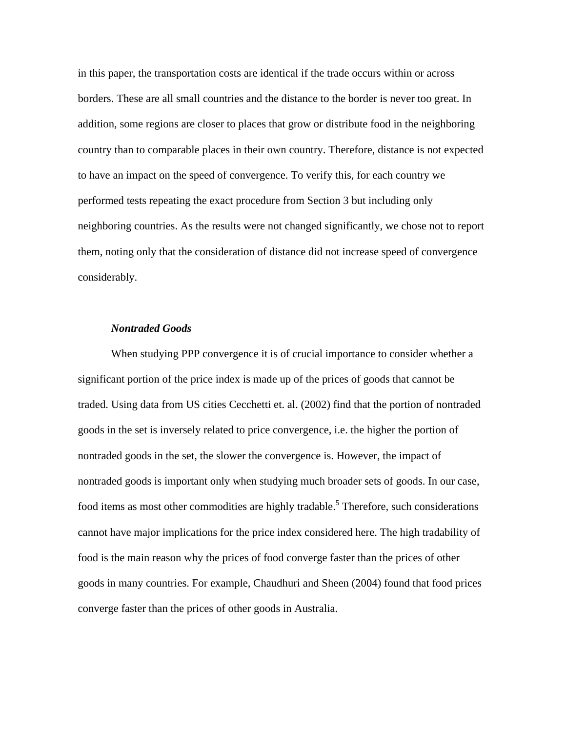in this paper, the transportation costs are identical if the trade occurs within or across borders. These are all small countries and the distance to the border is never too great. In addition, some regions are closer to places that grow or distribute food in the neighboring country than to comparable places in their own country. Therefore, distance is not expected to have an impact on the speed of convergence. To verify this, for each country we performed tests repeating the exact procedure from Section 3 but including only neighboring countries. As the results were not changed significantly, we chose not to report them, noting only that the consideration of distance did not increase speed of convergence considerably.

***Nontraded Goods***

When studying PPP convergence it is of crucial importance to consider whether a significant portion of the price index is made up of the prices of goods that cannot be traded. Using data from US cities Cecchetti et. al. (2002) find that the portion of nontraded goods in the set is inversely related to price convergence, i.e. the higher the portion of nontraded goods in the set, the slower the convergence is. However, the impact of nontraded goods is important only when studying much broader sets of goods. In our case, food items as most other commodities are highly tradable.[5] Therefore, such considerations cannot have major implications for the price index considered here. The high tradability of food is the main reason why the prices of food converge faster than the prices of other goods in many countries. For example, Chaudhuri and Sheen (2004) found that food prices converge faster than the prices of other goods in Australia.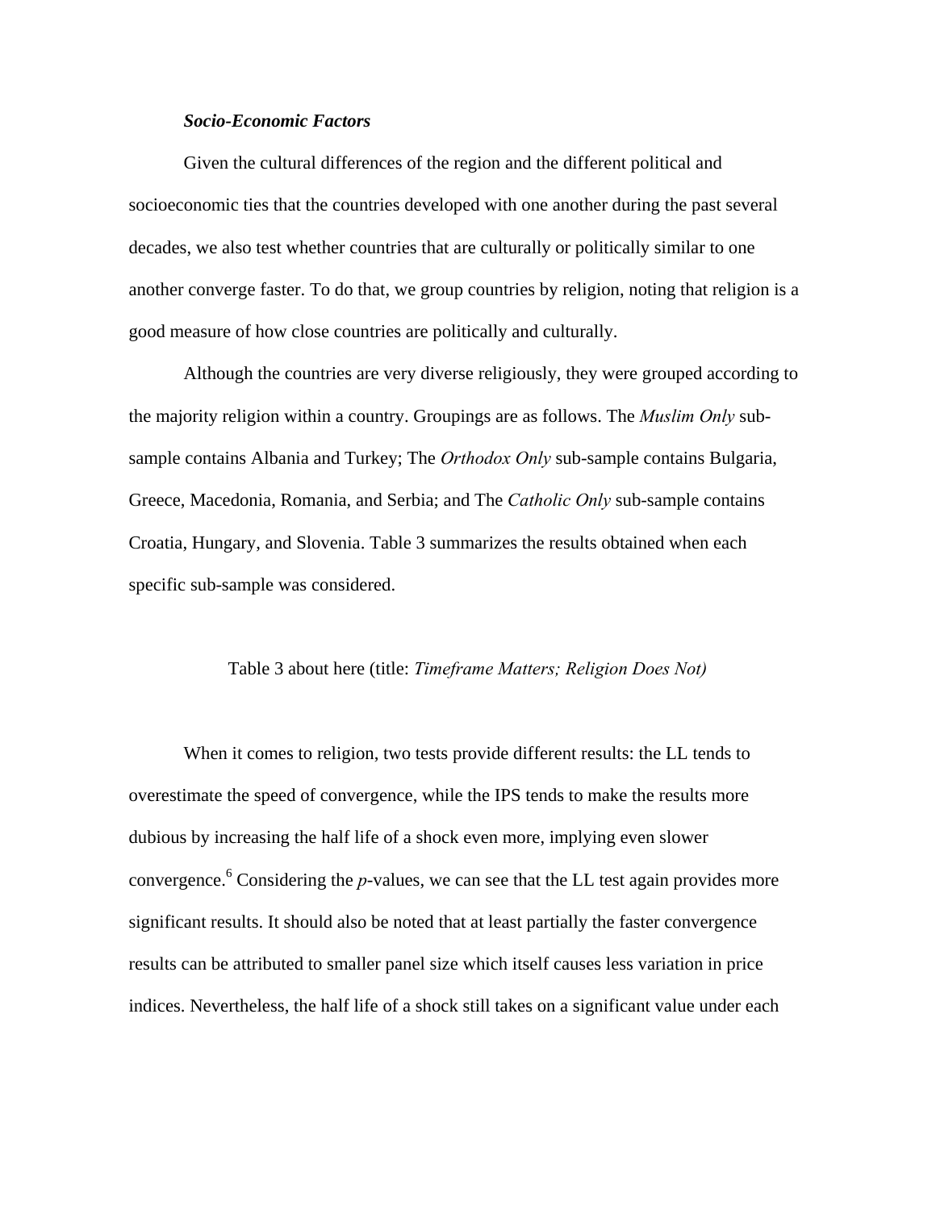***Socio-Economic Factors***

Given the cultural differences of the region and the different political and socioeconomic ties that the countries developed with one another during the past several decades, we also test whether countries that are culturally or politically similar to one another converge faster. To do that, we group countries by religion, noting that religion is a good measure of how close countries are politically and culturally.

Although the countries are very diverse religiously, they were grouped according to the majority religion within a country. Groupings are as follows. The *Muslim Only* sub-sample contains Albania and Turkey; The *Orthodox Only* sub-sample contains Bulgaria, Greece, Macedonia, Romania, and Serbia; and The *Catholic Only* sub-sample contains Croatia, Hungary, and Slovenia. Table 3 summarizes the results obtained when each specific sub-sample was considered.

Table 3 about here (title: *Timeframe Matters; Religion Does Not)*

When it comes to religion, two tests provide different results: the LL tends to overestimate the speed of convergence, while the IPS tends to make the results more dubious by increasing the half life of a shock even more, implying even slower convergence.[6] Considering the *p*-values, we can see that the LL test again provides more significant results. It should also be noted that at least partially the faster convergence results can be attributed to smaller panel size which itself causes less variation in price indices. Nevertheless, the half life of a shock still takes on a significant value under each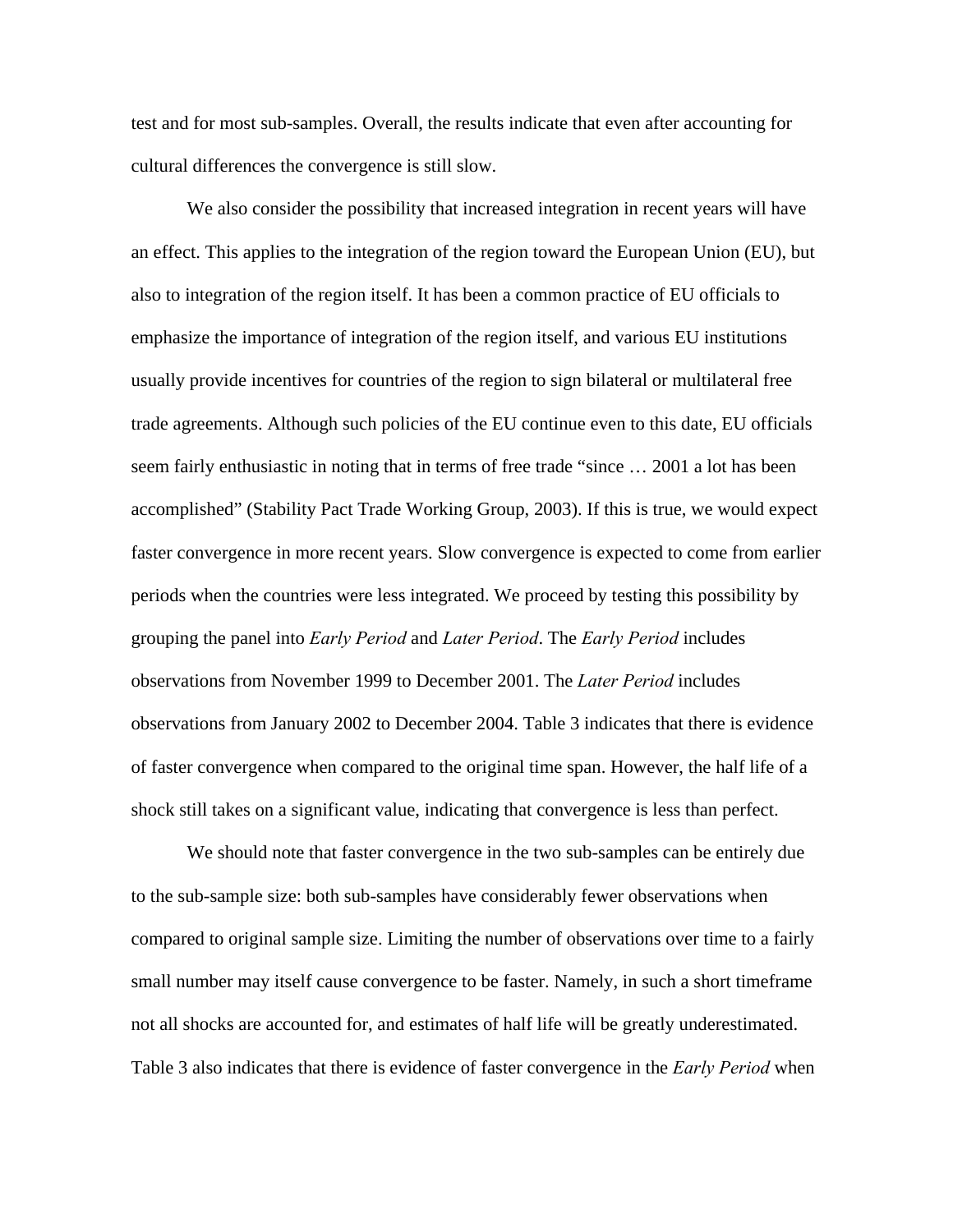test and for most sub-samples. Overall, the results indicate that even after accounting for cultural differences the convergence is still slow.

We also consider the possibility that increased integration in recent years will have an effect. This applies to the integration of the region toward the European Union (EU), but also to integration of the region itself. It has been a common practice of EU officials to emphasize the importance of integration of the region itself, and various EU institutions usually provide incentives for countries of the region to sign bilateral or multilateral free trade agreements. Although such policies of the EU continue even to this date, EU officials seem fairly enthusiastic in noting that in terms of free trade "since … 2001 a lot has been accomplished" (Stability Pact Trade Working Group, 2003). If this is true, we would expect faster convergence in more recent years. Slow convergence is expected to come from earlier periods when the countries were less integrated. We proceed by testing this possibility by grouping the panel into *Early Period* and *Later Period*. The *Early Period* includes observations from November 1999 to December 2001. The *Later Period* includes observations from January 2002 to December 2004. Table 3 indicates that there is evidence of faster convergence when compared to the original time span. However, the half life of a shock still takes on a significant value, indicating that convergence is less than perfect.

We should note that faster convergence in the two sub-samples can be entirely due to the sub-sample size: both sub-samples have considerably fewer observations when compared to original sample size. Limiting the number of observations over time to a fairly small number may itself cause convergence to be faster. Namely, in such a short timeframe not all shocks are accounted for, and estimates of half life will be greatly underestimated. Table 3 also indicates that there is evidence of faster convergence in the *Early Period* when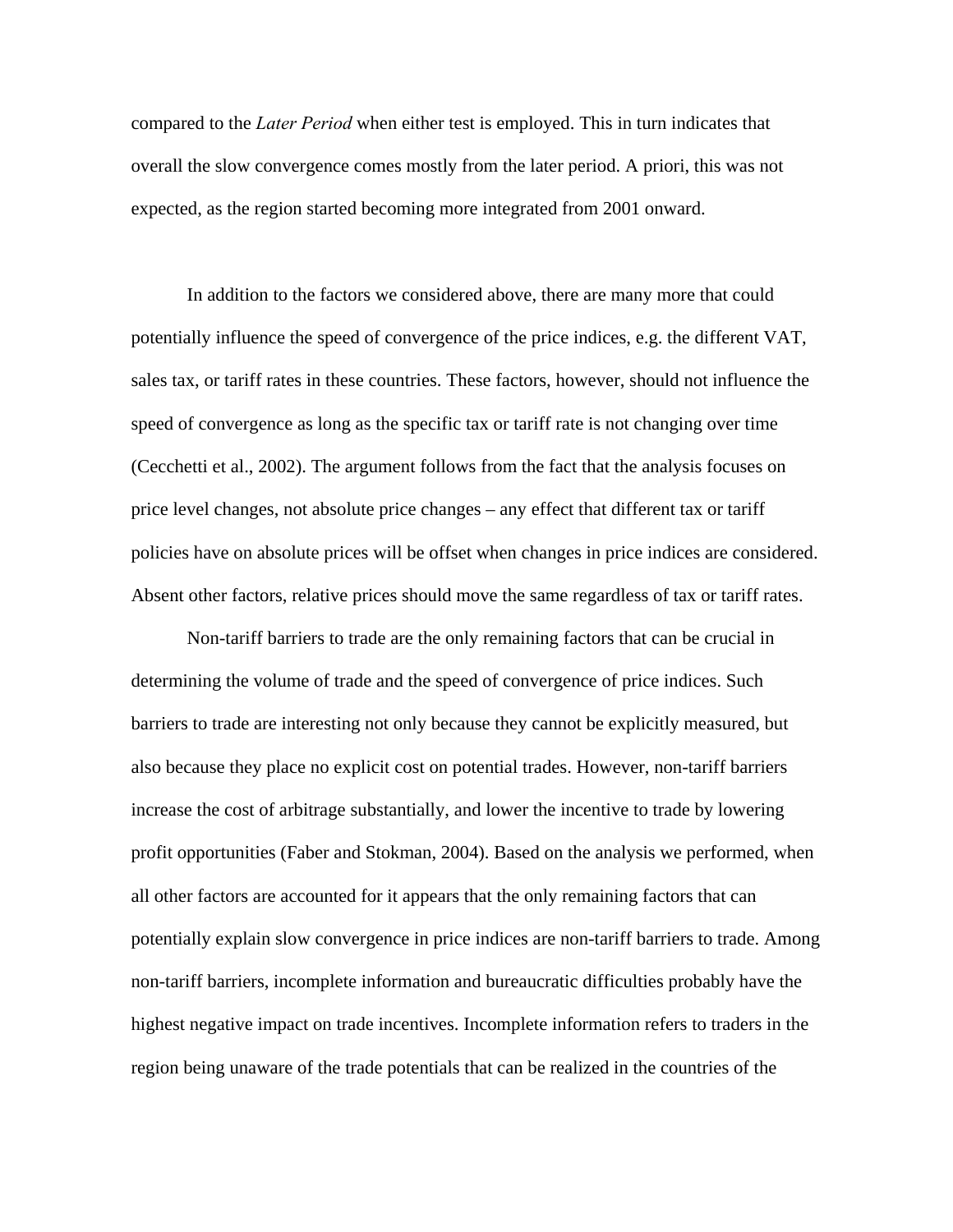compared to the *Later Period* when either test is employed. This in turn indicates that overall the slow convergence comes mostly from the later period. A priori, this was not expected, as the region started becoming more integrated from 2001 onward.

In addition to the factors we considered above, there are many more that could potentially influence the speed of convergence of the price indices, e.g. the different VAT, sales tax, or tariff rates in these countries. These factors, however, should not influence the speed of convergence as long as the specific tax or tariff rate is not changing over time (Cecchetti et al., 2002). The argument follows from the fact that the analysis focuses on price level changes, not absolute price changes – any effect that different tax or tariff policies have on absolute prices will be offset when changes in price indices are considered. Absent other factors, relative prices should move the same regardless of tax or tariff rates.

Non-tariff barriers to trade are the only remaining factors that can be crucial in determining the volume of trade and the speed of convergence of price indices. Such barriers to trade are interesting not only because they cannot be explicitly measured, but also because they place no explicit cost on potential trades. However, non-tariff barriers increase the cost of arbitrage substantially, and lower the incentive to trade by lowering profit opportunities (Faber and Stokman, 2004). Based on the analysis we performed, when all other factors are accounted for it appears that the only remaining factors that can potentially explain slow convergence in price indices are non-tariff barriers to trade. Among non-tariff barriers, incomplete information and bureaucratic difficulties probably have the highest negative impact on trade incentives. Incomplete information refers to traders in the region being unaware of the trade potentials that can be realized in the countries of the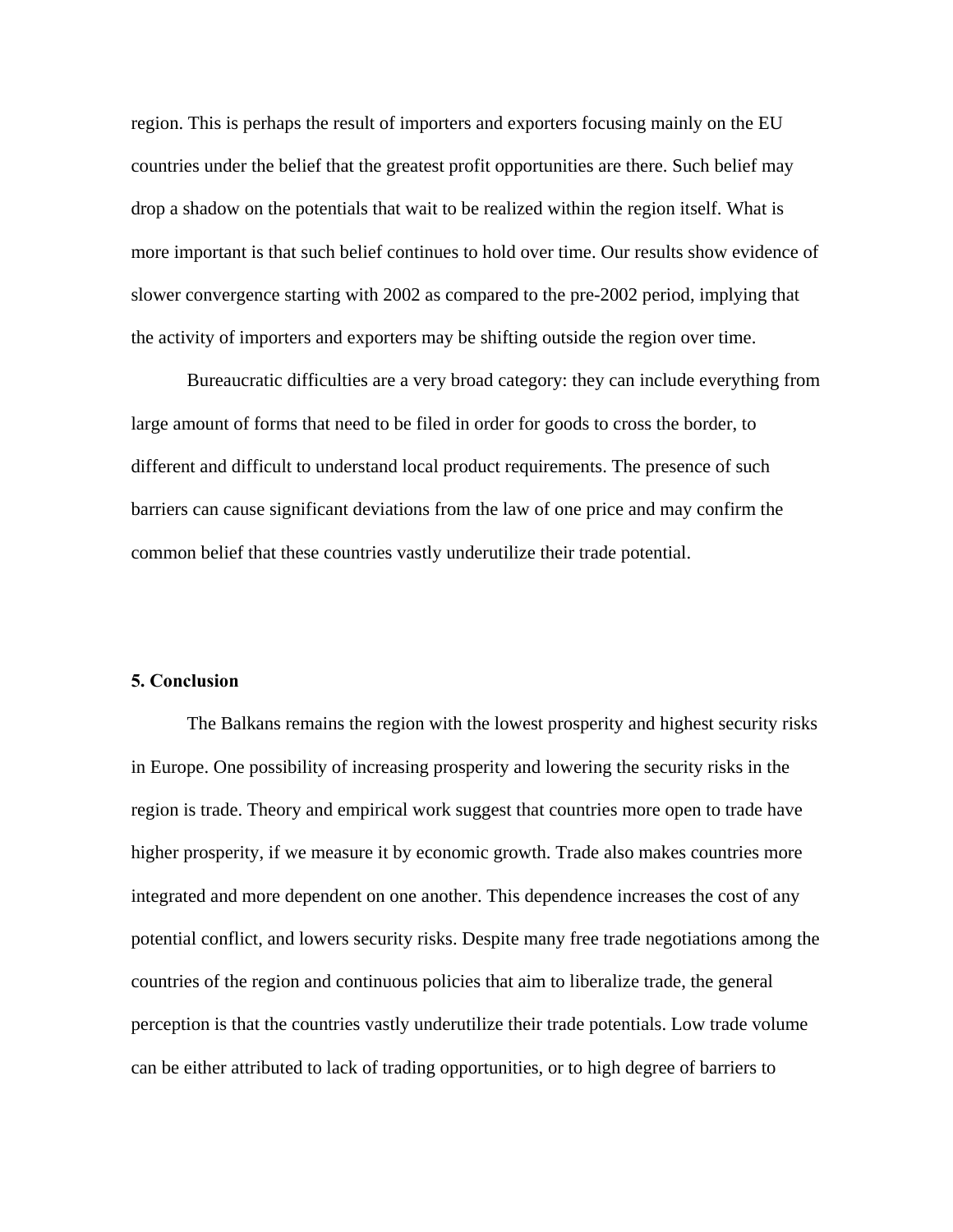region. This is perhaps the result of importers and exporters focusing mainly on the EU countries under the belief that the greatest profit opportunities are there. Such belief may drop a shadow on the potentials that wait to be realized within the region itself. What is more important is that such belief continues to hold over time. Our results show evidence of slower convergence starting with 2002 as compared to the pre-2002 period, implying that the activity of importers and exporters may be shifting outside the region over time.

Bureaucratic difficulties are a very broad category: they can include everything from large amount of forms that need to be filed in order for goods to cross the border, to different and difficult to understand local product requirements. The presence of such barriers can cause significant deviations from the law of one price and may confirm the common belief that these countries vastly underutilize their trade potential.

## 5. Conclusion

The Balkans remains the region with the lowest prosperity and highest security risks in Europe. One possibility of increasing prosperity and lowering the security risks in the region is trade. Theory and empirical work suggest that countries more open to trade have higher prosperity, if we measure it by economic growth. Trade also makes countries more integrated and more dependent on one another. This dependence increases the cost of any potential conflict, and lowers security risks. Despite many free trade negotiations among the countries of the region and continuous policies that aim to liberalize trade, the general perception is that the countries vastly underutilize their trade potentials. Low trade volume can be either attributed to lack of trading opportunities, or to high degree of barriers to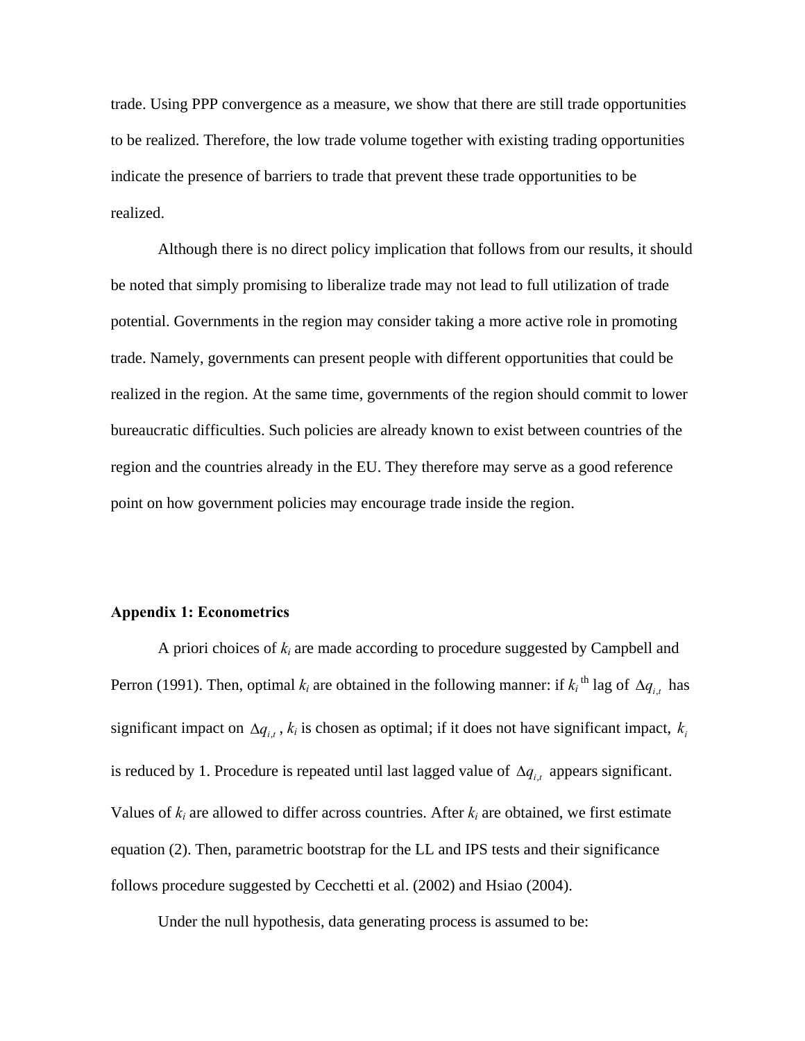trade. Using PPP convergence as a measure, we show that there are still trade opportunities to be realized. Therefore, the low trade volume together with existing trading opportunities indicate the presence of barriers to trade that prevent these trade opportunities to be realized.

Although there is no direct policy implication that follows from our results, it should be noted that simply promising to liberalize trade may not lead to full utilization of trade potential. Governments in the region may consider taking a more active role in promoting trade. Namely, governments can present people with different opportunities that could be realized in the region. At the same time, governments of the region should commit to lower bureaucratic difficulties. Such policies are already known to exist between countries of the region and the countries already in the EU. They therefore may serve as a good reference point on how government policies may encourage trade inside the region.

**Appendix 1: Econometrics**

A priori choices of $k_i$ are made according to procedure suggested by Campbell and Perron (1991). Then, optimal $k_i$ are obtained in the following manner: if $k_i$ th lag of $\Delta q_{i,t}$ has significant impact on $\Delta q_{i,t}$, $k_i$ is chosen as optimal; if it does not have significant impact, $k_i$ is reduced by 1. Procedure is repeated until last lagged value of $\Delta q_{i,t}$ appears significant. Values of $k_i$ are allowed to differ across countries. After $k_i$ are obtained, we first estimate equation (2). Then, parametric bootstrap for the LL and IPS tests and their significance follows procedure suggested by Cecchetti et al. (2002) and Hsiao (2004).

Under the null hypothesis, data generating process is assumed to be: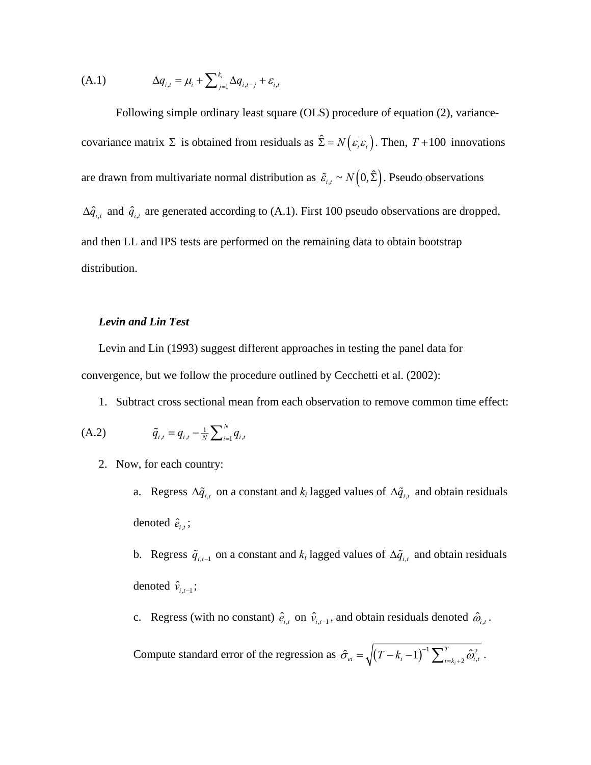(A.1) $$\Delta q_{i,t} = \mu_i + \sum_{j=1}^{k_i} \Delta q_{i,t-j} + \varepsilon_{i,t}$$

Following simple ordinary least square (OLS) procedure of equation (2), variance-covariance matrix $\Sigma$ is obtained from residuals as $\hat{\Sigma} = N\left(\varepsilon_t^{'}\varepsilon_t\right)$. Then, $T+100$ innovations are drawn from multivariate normal distribution as $\tilde{\varepsilon}_{i,t} \sim N\left(0, \hat{\Sigma}\right)$. Pseudo observations $\Delta\hat{q}_{i,t}$ and $\hat{q}_{i,t}$ are generated according to (A.1). First 100 pseudo observations are dropped, and then LL and IPS tests are performed on the remaining data to obtain bootstrap distribution.

***Levin and Lin Test***

Levin and Lin (1993) suggest different approaches in testing the panel data for convergence, but we follow the procedure outlined by Cecchetti et al. (2002):

1. Subtract cross sectional mean from each observation to remove common time effect:

(A.2) $$\tilde{q}_{i,t} = q_{i,t} - \tfrac{1}{N}\sum_{i=1}^{N} q_{i,t}$$

2. Now, for each country:

    a. Regress $\Delta\tilde{q}_{i,t}$ on a constant and $k_i$ lagged values of $\Delta\tilde{q}_{i,t}$ and obtain residuals denoted $\hat{e}_{i,t}$;

    b. Regress $\tilde{q}_{i,t-1}$ on a constant and $k_i$ lagged values of $\Delta\tilde{q}_{i,t}$ and obtain residuals denoted $\hat{v}_{i,t-1}$;

    c. Regress (with no constant) $\hat{e}_{i,t}$ on $\hat{v}_{i,t-1}$, and obtain residuals denoted $\hat{\omega}_{i,t}$.

    Compute standard error of the regression as $\hat{\sigma}_{ei} = \sqrt{\left(T - k_i - 1\right)^{-1} \sum_{t=k_i+2}^{T} \hat{\omega}_{i,t}^2}$.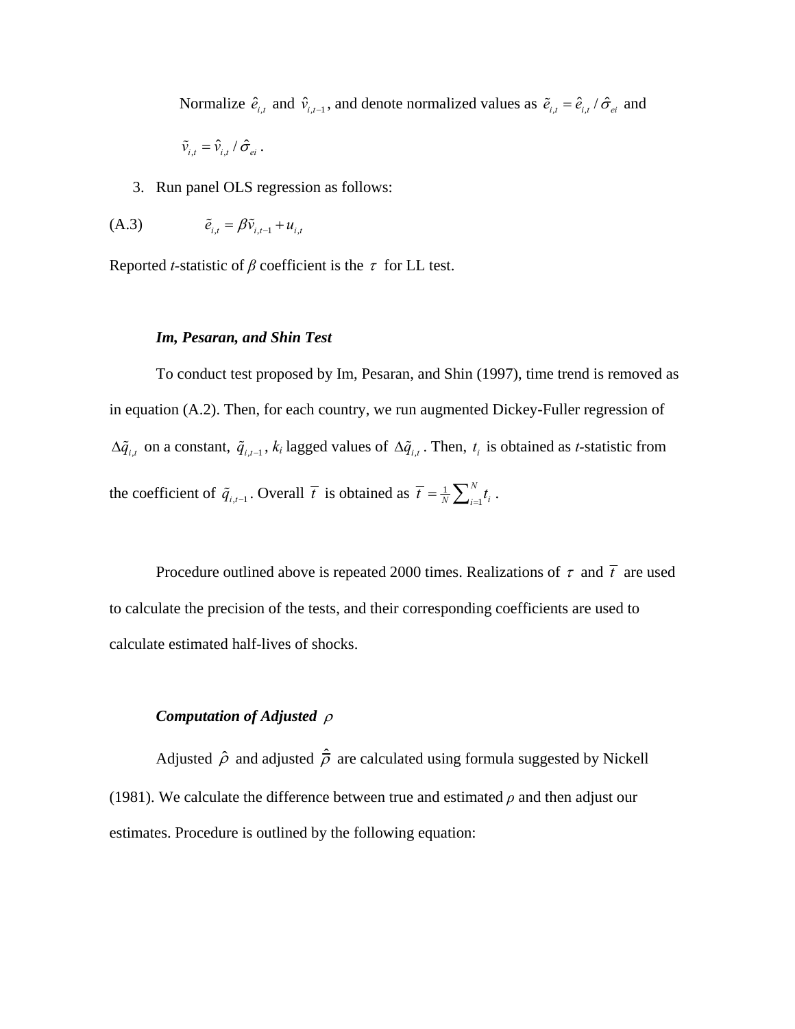Normalize $\hat{e}_{i,t}$ and $\hat{v}_{i,t-1}$, and denote normalized values as $\tilde{e}_{i,t} = \hat{e}_{i,t} / \hat{\sigma}_{ei}$ and $\tilde{v}_{i,t} = \hat{v}_{i,t} / \hat{\sigma}_{ei}$.

3. Run panel OLS regression as follows:

(A.3) $$\tilde{e}_{i,t} = \beta \tilde{v}_{i,t-1} + u_{i,t}$$

Reported *t*-statistic of *β* coefficient is the $\tau$ for LL test.

***Im, Pesaran, and Shin Test***

To conduct test proposed by Im, Pesaran, and Shin (1997), time trend is removed as in equation (A.2). Then, for each country, we run augmented Dickey-Fuller regression of $\Delta\tilde{q}_{i,t}$ on a constant, $\tilde{q}_{i,t-1}$, $k_i$ lagged values of $\Delta\tilde{q}_{i,t}$. Then, $t_i$ is obtained as *t*-statistic from the coefficient of $\tilde{q}_{i,t-1}$. Overall $\overline{t}$ is obtained as $\overline{t} = \frac{1}{N}\sum_{i=1}^{N} t_i$.

Procedure outlined above is repeated 2000 times. Realizations of $\tau$ and $\overline{t}$ are used to calculate the precision of the tests, and their corresponding coefficients are used to calculate estimated half-lives of shocks.

***Computation of Adjusted $\rho$***

Adjusted $\hat{\rho}$ and adjusted $\hat{\overline{\rho}}$ are calculated using formula suggested by Nickell (1981). We calculate the difference between true and estimated *ρ* and then adjust our estimates. Procedure is outlined by the following equation: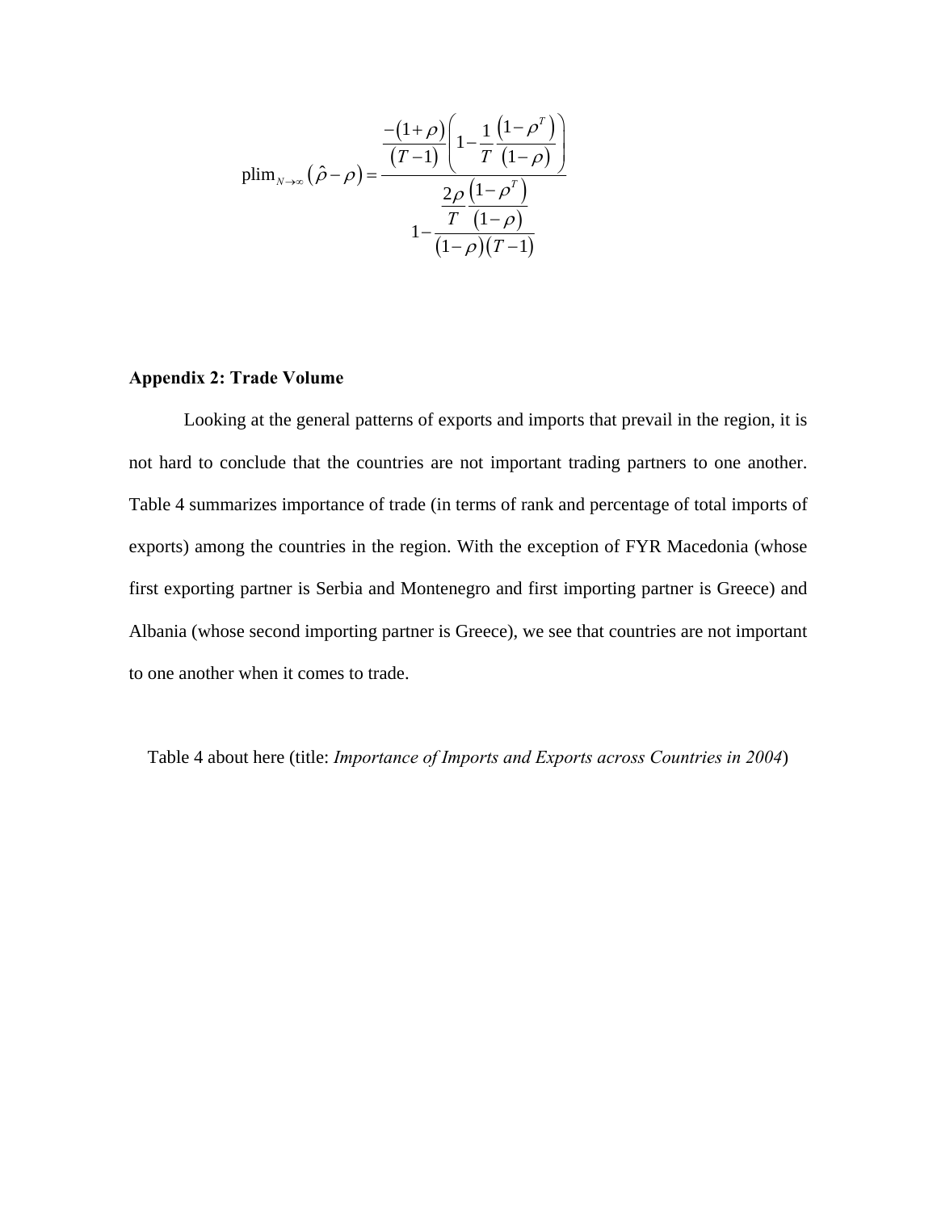$$\text{plim}_{N\to\infty}\left(\hat{\rho}-\rho\right)=\frac{\dfrac{-(1+\rho)}{(T-1)}\left(1-\dfrac{1}{T}\dfrac{\left(1-\rho^{T}\right)}{(1-\rho)}\right)}{1-\dfrac{\dfrac{2\rho}{T}\dfrac{\left(1-\rho^{T}\right)}{(1-\rho)}}{(1-\rho)(T-1)}}$$

**Appendix 2: Trade Volume**

Looking at the general patterns of exports and imports that prevail in the region, it is not hard to conclude that the countries are not important trading partners to one another. Table 4 summarizes importance of trade (in terms of rank and percentage of total imports of exports) among the countries in the region. With the exception of FYR Macedonia (whose first exporting partner is Serbia and Montenegro and first importing partner is Greece) and Albania (whose second importing partner is Greece), we see that countries are not important to one another when it comes to trade.

Table 4 about here (title: *Importance of Imports and Exports across Countries in 2004*)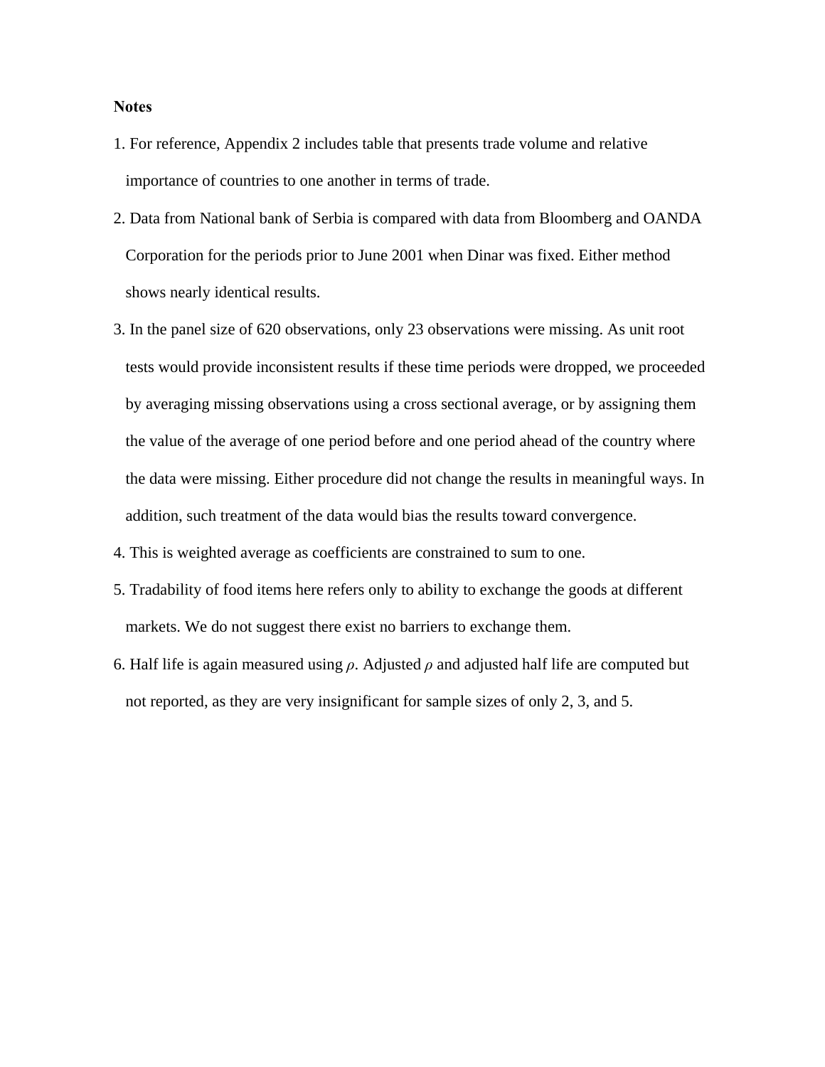**Notes**

1. For reference, Appendix 2 includes table that presents trade volume and relative importance of countries to one another in terms of trade.
2. Data from National bank of Serbia is compared with data from Bloomberg and OANDA Corporation for the periods prior to June 2001 when Dinar was fixed. Either method shows nearly identical results.
3. In the panel size of 620 observations, only 23 observations were missing. As unit root tests would provide inconsistent results if these time periods were dropped, we proceeded by averaging missing observations using a cross sectional average, or by assigning them the value of the average of one period before and one period ahead of the country where the data were missing. Either procedure did not change the results in meaningful ways. In addition, such treatment of the data would bias the results toward convergence.
4. This is weighted average as coefficients are constrained to sum to one.
5. Tradability of food items here refers only to ability to exchange the goods at different markets. We do not suggest there exist no barriers to exchange them.
6. Half life is again measured using $\rho$. Adjusted $\rho$ and adjusted half life are computed but not reported, as they are very insignificant for sample sizes of only 2, 3, and 5.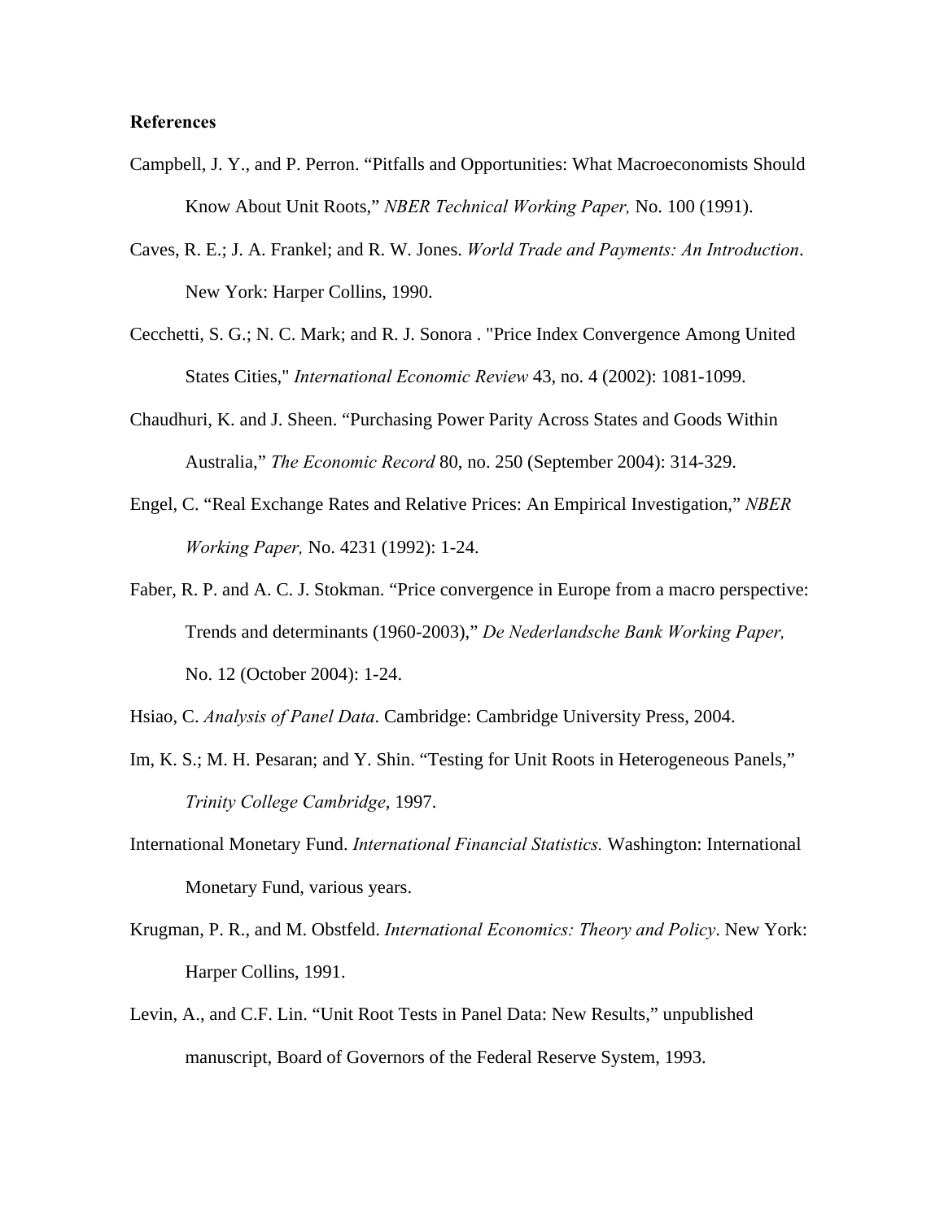**References**

Campbell, J. Y., and P. Perron. "Pitfalls and Opportunities: What Macroeconomists Should Know About Unit Roots," *NBER Technical Working Paper,* No. 100 (1991).

Caves, R. E.; J. A. Frankel; and R. W. Jones. *World Trade and Payments: An Introduction*. New York: Harper Collins, 1990.

Cecchetti, S. G.; N. C. Mark; and R. J. Sonora . "Price Index Convergence Among United States Cities," *International Economic Review* 43, no. 4 (2002): 1081-1099.

Chaudhuri, K. and J. Sheen. "Purchasing Power Parity Across States and Goods Within Australia," *The Economic Record* 80, no. 250 (September 2004): 314-329.

Engel, C. "Real Exchange Rates and Relative Prices: An Empirical Investigation," *NBER Working Paper,* No. 4231 (1992): 1-24.

Faber, R. P. and A. C. J. Stokman. "Price convergence in Europe from a macro perspective: Trends and determinants (1960-2003)," *De Nederlandsche Bank Working Paper,* No. 12 (October 2004): 1-24.

Hsiao, C. *Analysis of Panel Data*. Cambridge: Cambridge University Press, 2004.

Im, K. S.; M. H. Pesaran; and Y. Shin. "Testing for Unit Roots in Heterogeneous Panels," *Trinity College Cambridge*, 1997.

International Monetary Fund. *International Financial Statistics.* Washington: International Monetary Fund, various years.

Krugman, P. R., and M. Obstfeld. *International Economics: Theory and Policy*. New York: Harper Collins, 1991.

Levin, A., and C.F. Lin. "Unit Root Tests in Panel Data: New Results," unpublished manuscript, Board of Governors of the Federal Reserve System, 1993.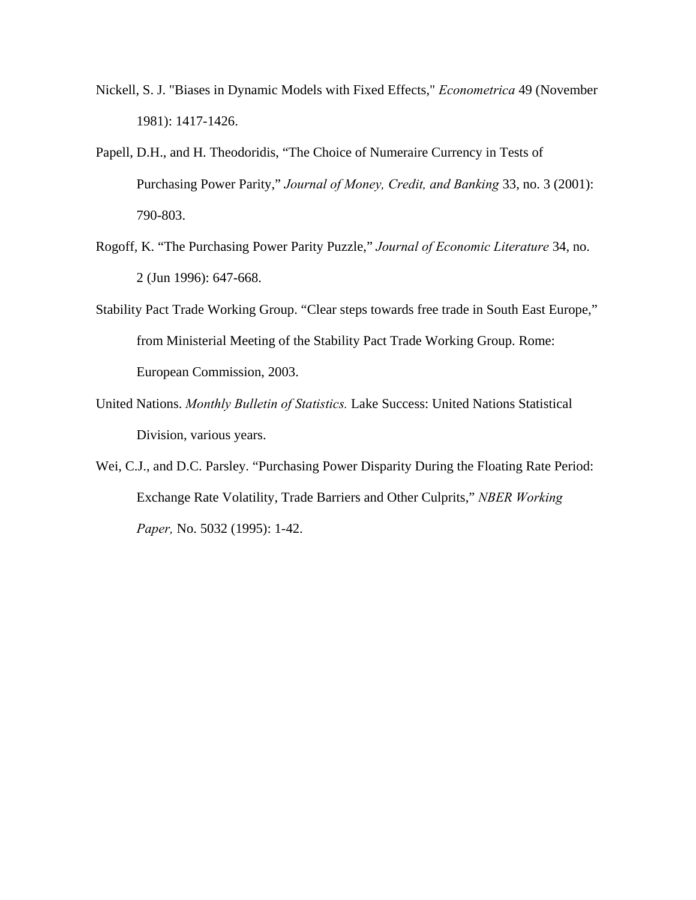Nickell, S. J. "Biases in Dynamic Models with Fixed Effects," *Econometrica* 49 (November 1981): 1417-1426.

Papell, D.H., and H. Theodoridis, “The Choice of Numeraire Currency in Tests of Purchasing Power Parity,” *Journal of Money, Credit, and Banking* 33, no. 3 (2001): 790-803.

Rogoff, K. “The Purchasing Power Parity Puzzle,” *Journal of Economic Literature* 34, no. 2 (Jun 1996): 647-668.

Stability Pact Trade Working Group. “Clear steps towards free trade in South East Europe,” from Ministerial Meeting of the Stability Pact Trade Working Group. Rome: European Commission, 2003.

United Nations. *Monthly Bulletin of Statistics.* Lake Success: United Nations Statistical Division, various years.

Wei, C.J., and D.C. Parsley. “Purchasing Power Disparity During the Floating Rate Period: Exchange Rate Volatility, Trade Barriers and Other Culprits,” *NBER Working Paper,* No. 5032 (1995): 1-42.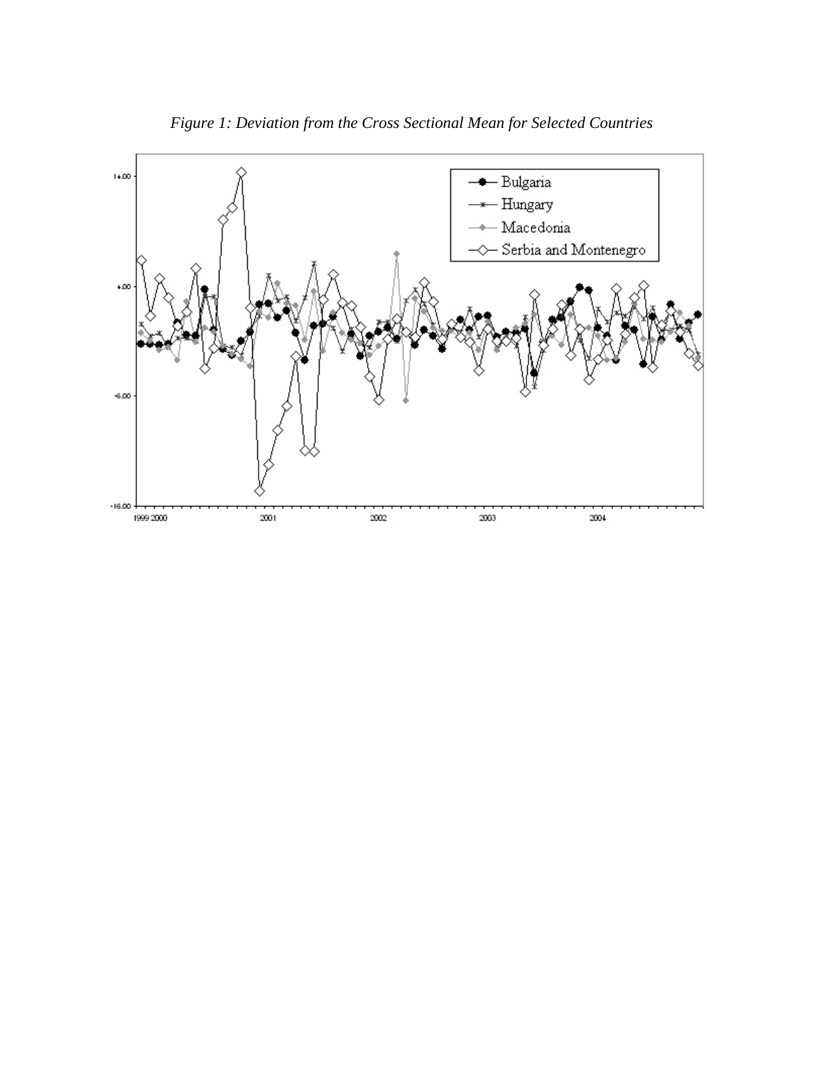*Figure 1: Deviation from the Cross Sectional Mean for Selected Countries*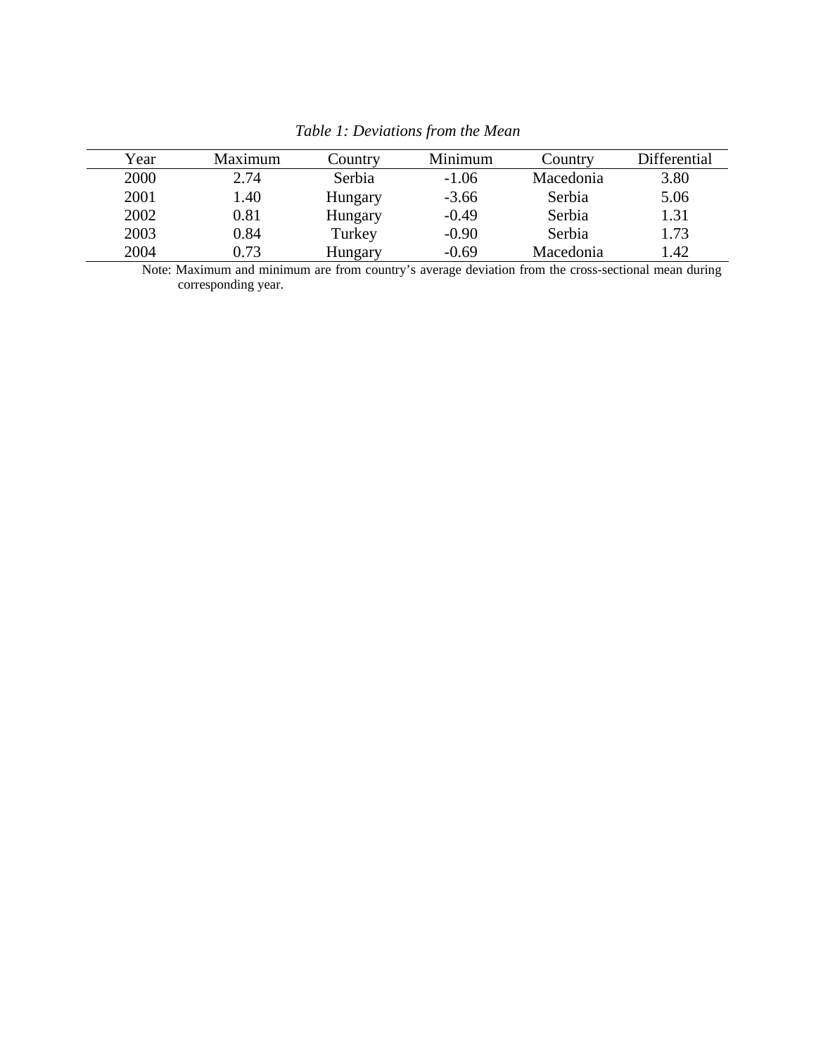*Table 1: Deviations from the Mean*

| Year | Maximum | Country | Minimum | Country | Differential |
|---|---|---|---|---|---|
| 2000 | 2.74 | Serbia | -1.06 | Macedonia | 3.80 |
| 2001 | 1.40 | Hungary | -3.66 | Serbia | 5.06 |
| 2002 | 0.81 | Hungary | -0.49 | Serbia | 1.31 |
| 2003 | 0.84 | Turkey | -0.90 | Serbia | 1.73 |
| 2004 | 0.73 | Hungary | -0.69 | Macedonia | 1.42 |

Note: Maximum and minimum are from country's average deviation from the cross-sectional mean during corresponding year.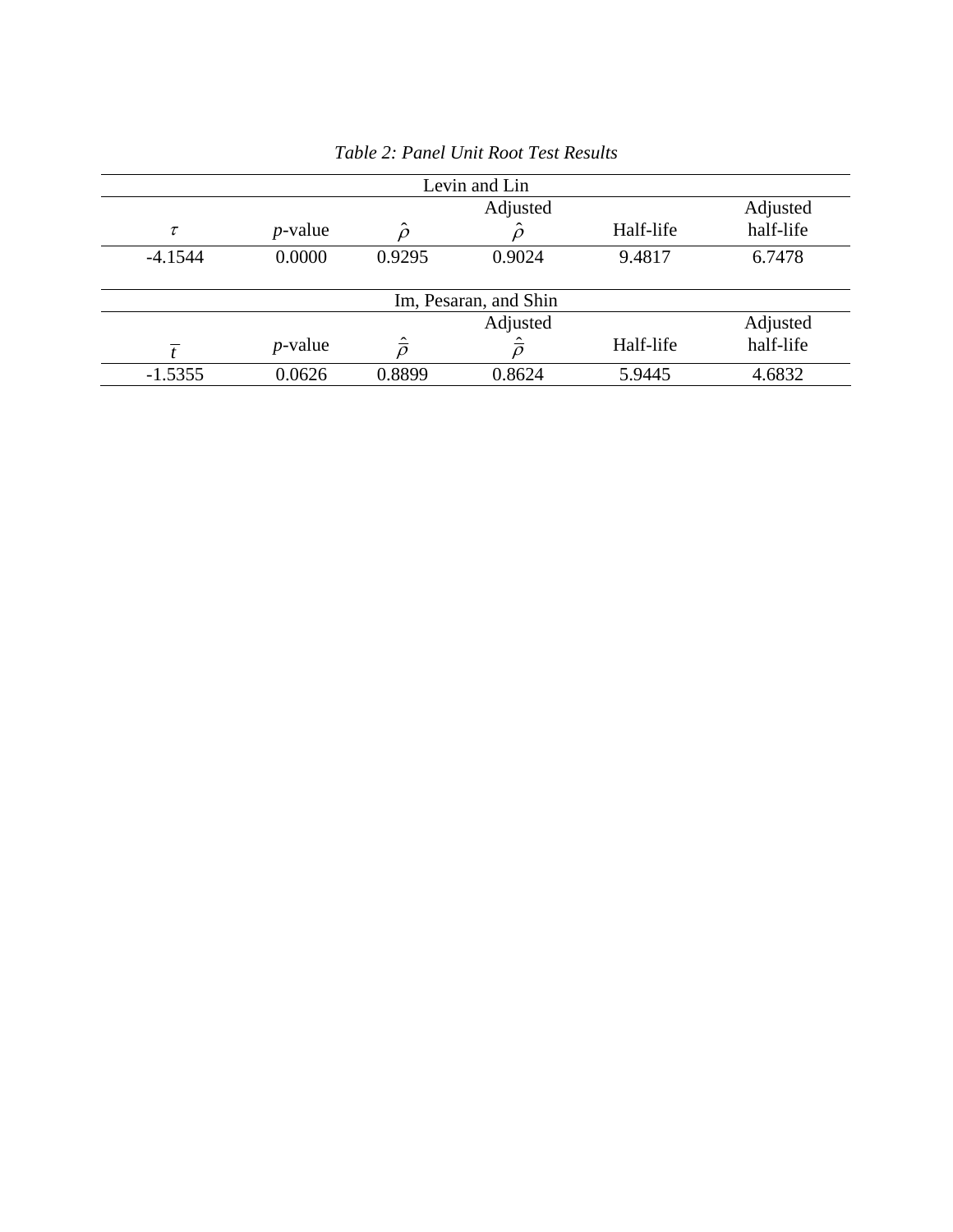*Table 2: Panel Unit Root Test Results*

| Levin and Lin | | | | | |
|---|---|---|---|---|---|
| $\tau$ | *p*-value | $\hat{\rho}$ | Adjusted $\hat{\rho}$ | Half-life | Adjusted half-life |
| -4.1544 | 0.0000 | 0.9295 | 0.9024 | 9.4817 | 6.7478 |

| Im, Pesaran, and Shin | | | | | |
|---|---|---|---|---|---|
| $\bar{t}$ | *p*-value | $\hat{\bar{\rho}}$ | Adjusted $\hat{\bar{\rho}}$ | Half-life | Adjusted half-life |
| -1.5355 | 0.0626 | 0.8899 | 0.8624 | 5.9445 | 4.6832 |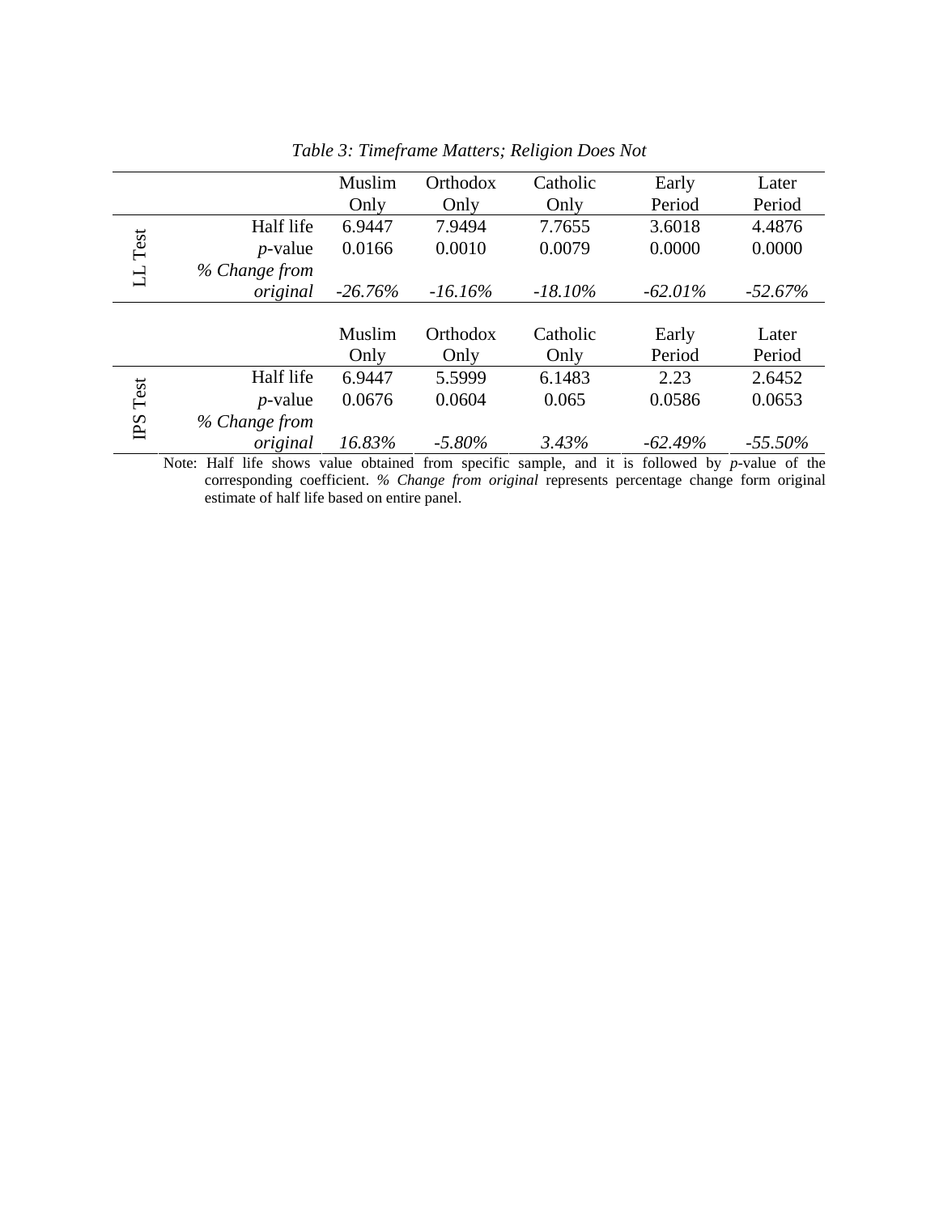*Table 3: Timeframe Matters; Religion Does Not*

| | | Muslim Only | Orthodox Only | Catholic Only | Early Period | Later Period |
|---|---|---|---|---|---|---|
| LL Test | Half life | 6.9447 | 7.9494 | 7.7655 | 3.6018 | 4.4876 |
| | *p*-value | 0.0166 | 0.0010 | 0.0079 | 0.0000 | 0.0000 |
| | *% Change from original* | *-26.76%* | *-16.16%* | *-18.10%* | *-62.01%* | *-52.67%* |
| | | **Muslim Only** | **Orthodox Only** | **Catholic Only** | **Early Period** | **Later Period** |
| IPS Test | Half life | 6.9447 | 5.5999 | 6.1483 | 2.23 | 2.6452 |
| | *p*-value | 0.0676 | 0.0604 | 0.065 | 0.0586 | 0.0653 |
| | *% Change from original* | *16.83%* | *-5.80%* | *3.43%* | *-62.49%* | *-55.50%* |

Note: Half life shows value obtained from specific sample, and it is followed by *p*-value of the corresponding coefficient. *% Change from original* represents percentage change form original estimate of half life based on entire panel.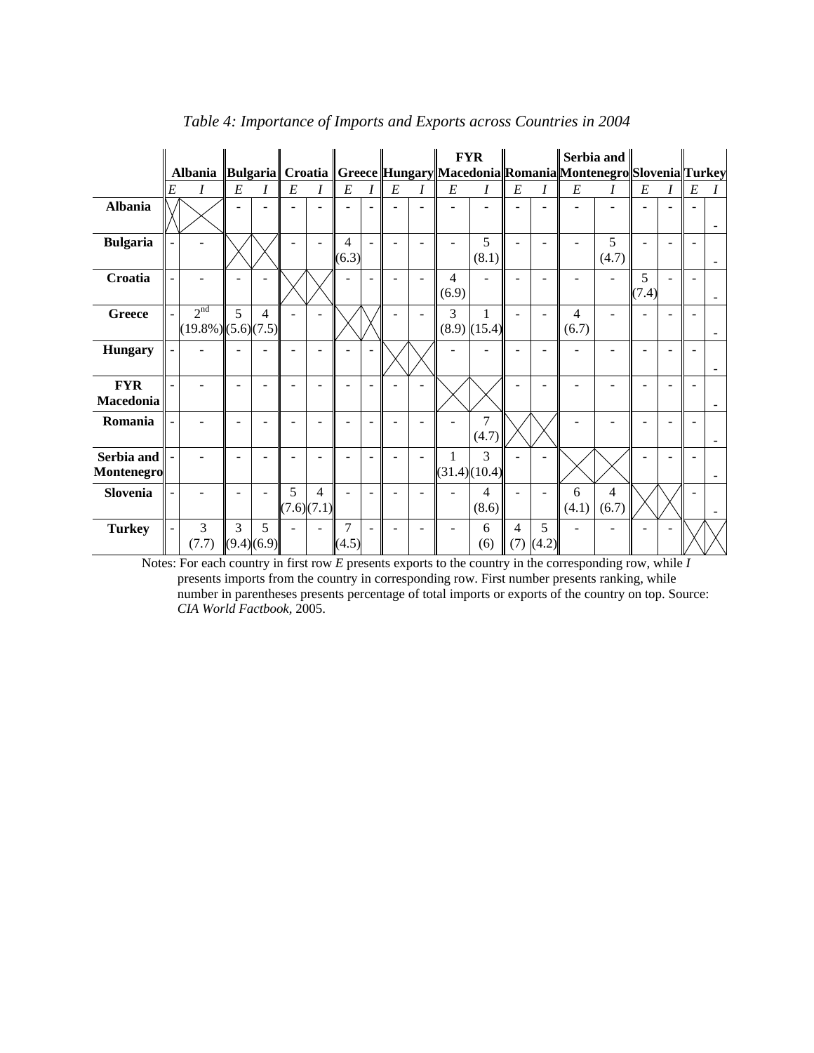*Table 4: Importance of Imports and Exports across Countries in 2004*

| | Albania | | Bulgaria | | Croatia | | Greece | | Hungary | | FYR Macedonia | | Romania | | Serbia and Montenegro | | Slovenia | | Turkey | |
|---|---|---|---|---|---|---|---|---|---|---|---|---|---|---|---|---|---|---|---|---|
| | *E* | *I* | *E* | *I* | *E* | *I* | *E* | *I* | *E* | *I* | *E* | *I* | *E* | *I* | *E* | *I* | *E* | *I* | *E* | *I* |
| **Albania** | | | - | - | - | - | - | - | - | - | - | - | - | - | - | - | - | - | - | - |
| **Bulgaria** | - | - | | | - | - | 4 (6.3) | - | - | - | - | 5 (8.1) | - | - | - | 5 (4.7) | - | - | - | - |
| **Croatia** | - | - | - | - | | | - | - | - | - | 4 (6.9) | - | - | - | - | - | 5 (7.4) | - | - | - |
| **Greece** | - | 2nd (19.8%) | 5 (5.6) | 4 (7.5) | - | - | | | - | - | 3 (8.9) | 1 (15.4) | - | - | 4 (6.7) | - | - | - | - | - |
| **Hungary** | - | - | - | - | - | - | - | - | | | - | - | - | - | - | - | - | - | - | - |
| **FYR Macedonia** | - | - | - | - | - | - | - | - | - | - | | | - | - | - | - | - | - | - | - |
| **Romania** | - | - | - | - | - | - | - | - | - | - | - | 7 (4.7) | | | - | - | - | - | - | - |
| **Serbia and Montenegro** | - | - | - | - | - | - | - | - | - | - | 1 (31.4) | 3 (10.4) | - | - | | | - | - | - | - |
| **Slovenia** | - | - | - | - | 5 (7.6) | 4 (7.1) | - | - | - | - | - | 4 (8.6) | - | - | 6 (4.1) | 4 (6.7) | | | - | - |
| **Turkey** | - | 3 (7.7) | 3 (9.4) | 5 (6.9) | - | - | 7 (4.5) | - | - | - | - | 6 (6) | 4 (7) | 5 (4.2) | - | - | - | - | | |

Notes: For each country in first row *E* presents exports to the country in the corresponding row, while *I* presents imports from the country in corresponding row. First number presents ranking, while number in parentheses presents percentage of total imports or exports of the country on top. Source: *CIA World Factbook*, 2005.